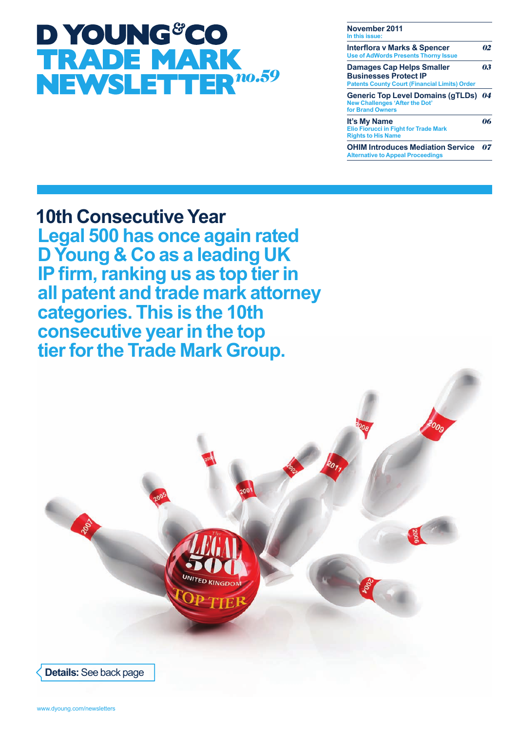# D YOUNG&CO TRADE MARK NEWSLETTER *no.59*

November 2011
In this issue:

| | |
|---|---|
| **Interflora v Marks & Spencer** Use of AdWords Presents Thorny Issue | *02* |
| **Damages Cap Helps Smaller Businesses Protect IP** Patents County Court (Financial Limits) Order | *03* |
| **Generic Top Level Domains (gTLDs)** New Challenges 'After the Dot' for Brand Owners | *04* |
| **It's My Name** Elio Fiorucci in Fight for Trade Mark Rights to His Name | *06* |
| **OHIM Introduces Mediation Service** Alternative to Appeal Proceedings | *07* |

## 10th Consecutive Year

**Legal 500 has once again rated D Young & Co as a leading UK IP firm, ranking us as top tier in all patent and trade mark attorney categories. This is the 10th consecutive year in the top tier for the Trade Mark Group.**

**Details:** See back page

www.dyoung.com/newsletters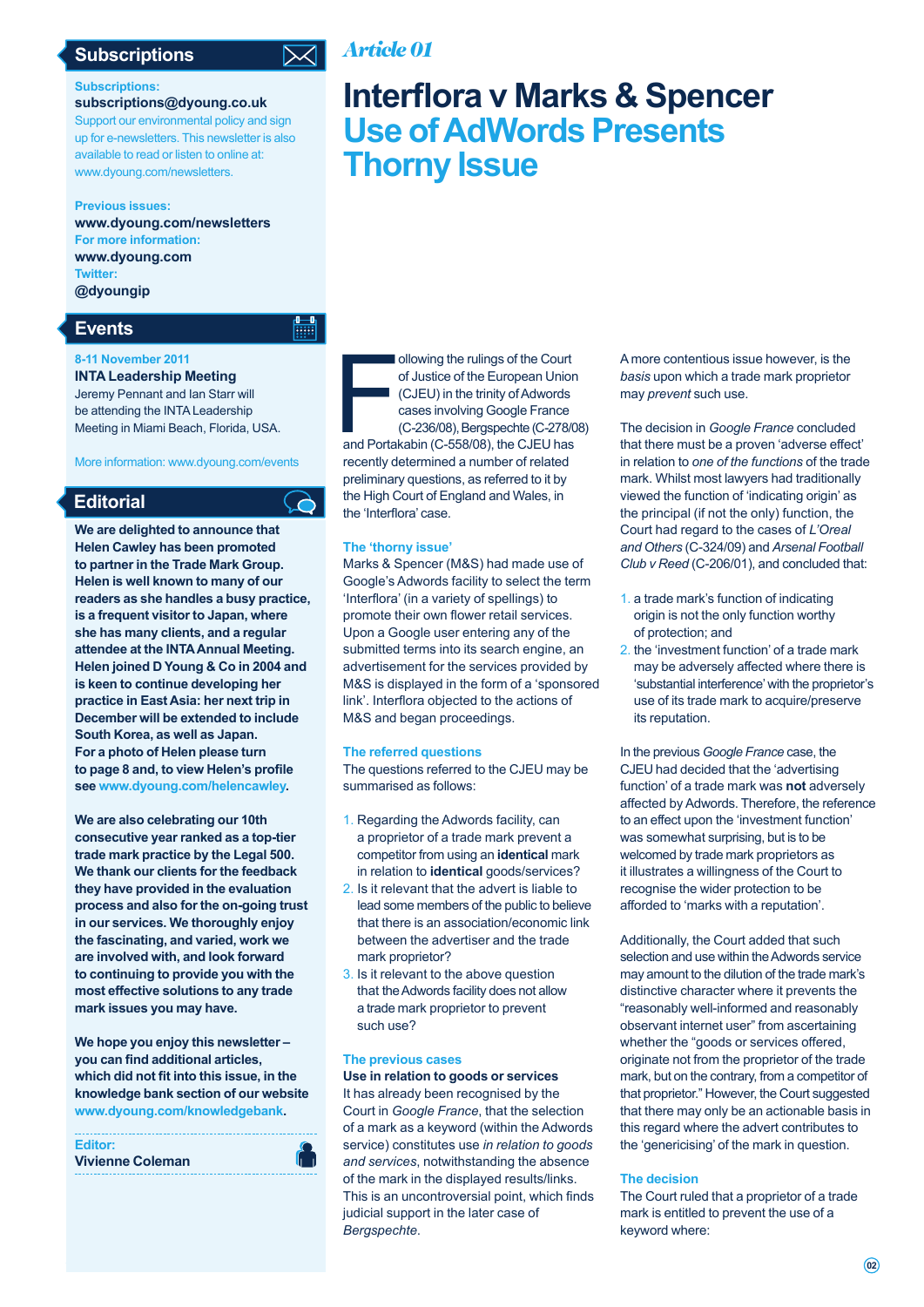## Subscriptions

Subscriptions:
**subscriptions@dyoung.co.uk**
Support our environmental policy and sign up for e-newsletters. This newsletter is also available to read or listen to online at: www.dyoung.com/newsletters.

Previous issues:
**www.dyoung.com/newsletters**
For more information:
**www.dyoung.com**
Twitter:
**@dyoungip**

## Events

8-11 November 2011
**INTA Leadership Meeting**
Jeremy Pennant and Ian Starr will be attending the INTA Leadership Meeting in Miami Beach, Florida, USA.

More information: www.dyoung.com/events

## Editorial

**We are delighted to announce that Helen Cawley has been promoted to partner in the Trade Mark Group. Helen is well known to many of our readers as she handles a busy practice, is a frequent visitor to Japan, where she has many clients, and a regular attendee at the INTA Annual Meeting. Helen joined D Young & Co in 2004 and is keen to continue developing her practice in East Asia: her next trip in December will be extended to include South Korea, as well as Japan. For a photo of Helen please turn to page 8 and, to view Helen's profile see www.dyoung.com/helencawley.**

**We are also celebrating our 10th consecutive year ranked as a top-tier trade mark practice by the Legal 500. We thank our clients for the feedback they have provided in the evaluation process and also for the on-going trust in our services. We thoroughly enjoy the fascinating, and varied, work we are involved with, and look forward to continuing to provide you with the most effective solutions to any trade mark issues you may have.**

**We hope you enjoy this newsletter – you can find additional articles, which did not fit into this issue, in the knowledge bank section of our website www.dyoung.com/knowledgebank.**

Editor:
**Vivienne Coleman**

*Article 01*

# Interflora v Marks & Spencer Use of AdWords Presents Thorny Issue

Following the rulings of the Court of Justice of the European Union (CJEU) in the trinity of Adwords cases involving Google France (C-236/08), Bergspechte (C-278/08) and Portakabin (C-558/08), the CJEU has recently determined a number of related preliminary questions, as referred to it by the High Court of England and Wales, in the 'Interflora' case.

### The 'thorny issue'

Marks & Spencer (M&S) had made use of Google's Adwords facility to select the term 'Interflora' (in a variety of spellings) to promote their own flower retail services. Upon a Google user entering any of the submitted terms into its search engine, an advertisement for the services provided by M&S is displayed in the form of a 'sponsored link'. Interflora objected to the actions of M&S and began proceedings.

### The referred questions

The questions referred to the CJEU may be summarised as follows:

1. Regarding the Adwords facility, can a proprietor of a trade mark prevent a competitor from using an **identical** mark in relation to **identical** goods/services?
2. Is it relevant that the advert is liable to lead some members of the public to believe that there is an association/economic link between the advertiser and the trade mark proprietor?
3. Is it relevant to the above question that the Adwords facility does not allow a trade mark proprietor to prevent such use?

### The previous cases

**Use in relation to goods or services**

It has already been recognised by the Court in *Google France*, that the selection of a mark as a keyword (within the Adwords service) constitutes use *in relation to goods and services*, notwithstanding the absence of the mark in the displayed results/links. This is an uncontroversial point, which finds judicial support in the later case of *Bergspechte*.

A more contentious issue however, is the *basis* upon which a trade mark proprietor may *prevent* such use.

The decision in *Google France* concluded that there must be a proven 'adverse effect' in relation to *one of the functions* of the trade mark. Whilst most lawyers had traditionally viewed the function of 'indicating origin' as the principal (if not the only) function, the Court had regard to the cases of *L'Oreal and Others* (C-324/09) and *Arsenal Football Club v Reed* (C-206/01), and concluded that:

1. a trade mark's function of indicating origin is not the only function worthy of protection; and
2. the 'investment function' of a trade mark may be adversely affected where there is 'substantial interference' with the proprietor's use of its trade mark to acquire/preserve its reputation.

In the previous *Google France* case, the CJEU had decided that the 'advertising function' of a trade mark was **not** adversely affected by Adwords. Therefore, the reference to an effect upon the 'investment function' was somewhat surprising, but is to be welcomed by trade mark proprietors as it illustrates a willingness of the Court to recognise the wider protection to be afforded to 'marks with a reputation'.

Additionally, the Court added that such selection and use within the Adwords service may amount to the dilution of the trade mark's distinctive character where it prevents the "reasonably well-informed and reasonably observant internet user" from ascertaining whether the "goods or services offered, originate not from the proprietor of the trade mark, but on the contrary, from a competitor of that proprietor." However, the Court suggested that there may only be an actionable basis in this regard where the advert contributes to the 'genericising' of the mark in question.

### The decision

The Court ruled that a proprietor of a trade mark is entitled to prevent the use of a keyword where: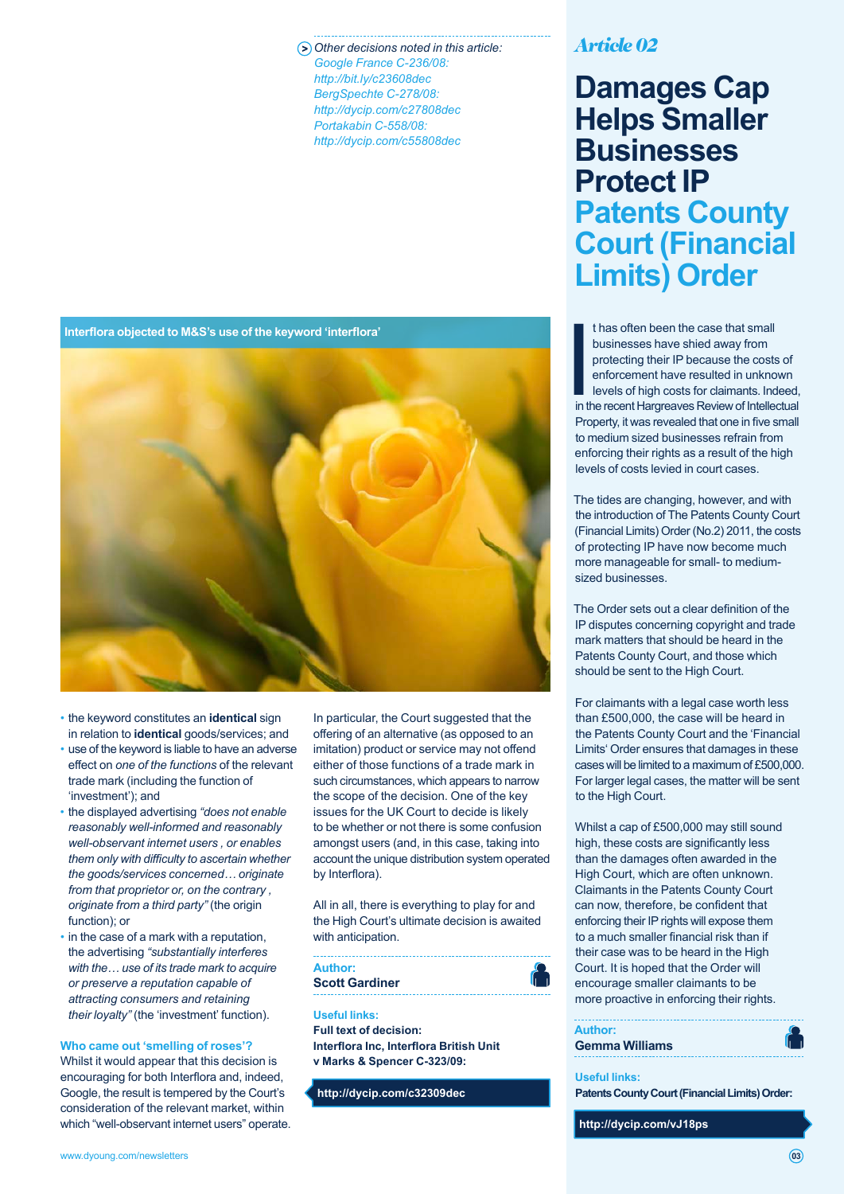Other decisions noted in this article:
Google France C-236/08:
http://bit.ly/c23608dec
BergSpechte C-278/08:
http://dycip.com/c27808dec
Portakabin C-558/08:
http://dycip.com/c55808dec

Interflora objected to M&S's use of the keyword 'interflora'

- the keyword constitutes an **identical** sign in relation to **identical** goods/services; and
- use of the keyword is liable to have an adverse effect on *one of the functions* of the relevant trade mark (including the function of 'investment'); and
- the displayed advertising *"does not enable reasonably well-informed and reasonably well-observant internet users , or enables them only with difficulty to ascertain whether the goods/services concerned… originate from that proprietor or, on the contrary , originate from a third party"* (the origin function); or
- in the case of a mark with a reputation, the advertising *"substantially interferes with the… use of its trade mark to acquire or preserve a reputation capable of attracting consumers and retaining their loyalty"* (the 'investment' function).

### Who came out 'smelling of roses'?

Whilst it would appear that this decision is encouraging for both Interflora and, indeed, Google, the result is tempered by the Court's consideration of the relevant market, within which "well-observant internet users" operate.

In particular, the Court suggested that the offering of an alternative (as opposed to an imitation) product or service may not offend either of those functions of a trade mark in such circumstances, which appears to narrow the scope of the decision. One of the key issues for the UK Court to decide is likely to be whether or not there is some confusion amongst users (and, in this case, taking into account the unique distribution system operated by Interflora).

All in all, there is everything to play for and the High Court's ultimate decision is awaited with anticipation.

**Author:**
**Scott Gardiner**

**Useful links:**
**Full text of decision:**
**Interflora Inc, Interflora British Unit v Marks & Spencer C-323/09:**

**http://dycip.com/c32309dec**

*Article 02*

# Damages Cap Helps Smaller Businesses Protect IP

## Patents County Court (Financial Limits) Order

It has often been the case that small businesses have shied away from protecting their IP because the costs of enforcement have resulted in unknown levels of high costs for claimants. Indeed, in the recent Hargreaves Review of Intellectual Property, it was revealed that one in five small to medium sized businesses refrain from enforcing their rights as a result of the high levels of costs levied in court cases.

The tides are changing, however, and with the introduction of The Patents County Court (Financial Limits) Order (No.2) 2011, the costs of protecting IP have now become much more manageable for small- to medium-sized businesses.

The Order sets out a clear definition of the IP disputes concerning copyright and trade mark matters that should be heard in the Patents County Court, and those which should be sent to the High Court.

For claimants with a legal case worth less than £500,000, the case will be heard in the Patents County Court and the 'Financial Limits' Order ensures that damages in these cases will be limited to a maximum of £500,000. For larger legal cases, the matter will be sent to the High Court.

Whilst a cap of £500,000 may still sound high, these costs are significantly less than the damages often awarded in the High Court, which are often unknown. Claimants in the Patents County Court can now, therefore, be confident that enforcing their IP rights will expose them to a much smaller financial risk than if their case was to be heard in the High Court. It is hoped that the Order will encourage smaller claimants to be more proactive in enforcing their rights.

**Author:**
**Gemma Williams**

**Useful links:**
**Patents County Court (Financial Limits) Order:**

**http://dycip.com/vJ18ps**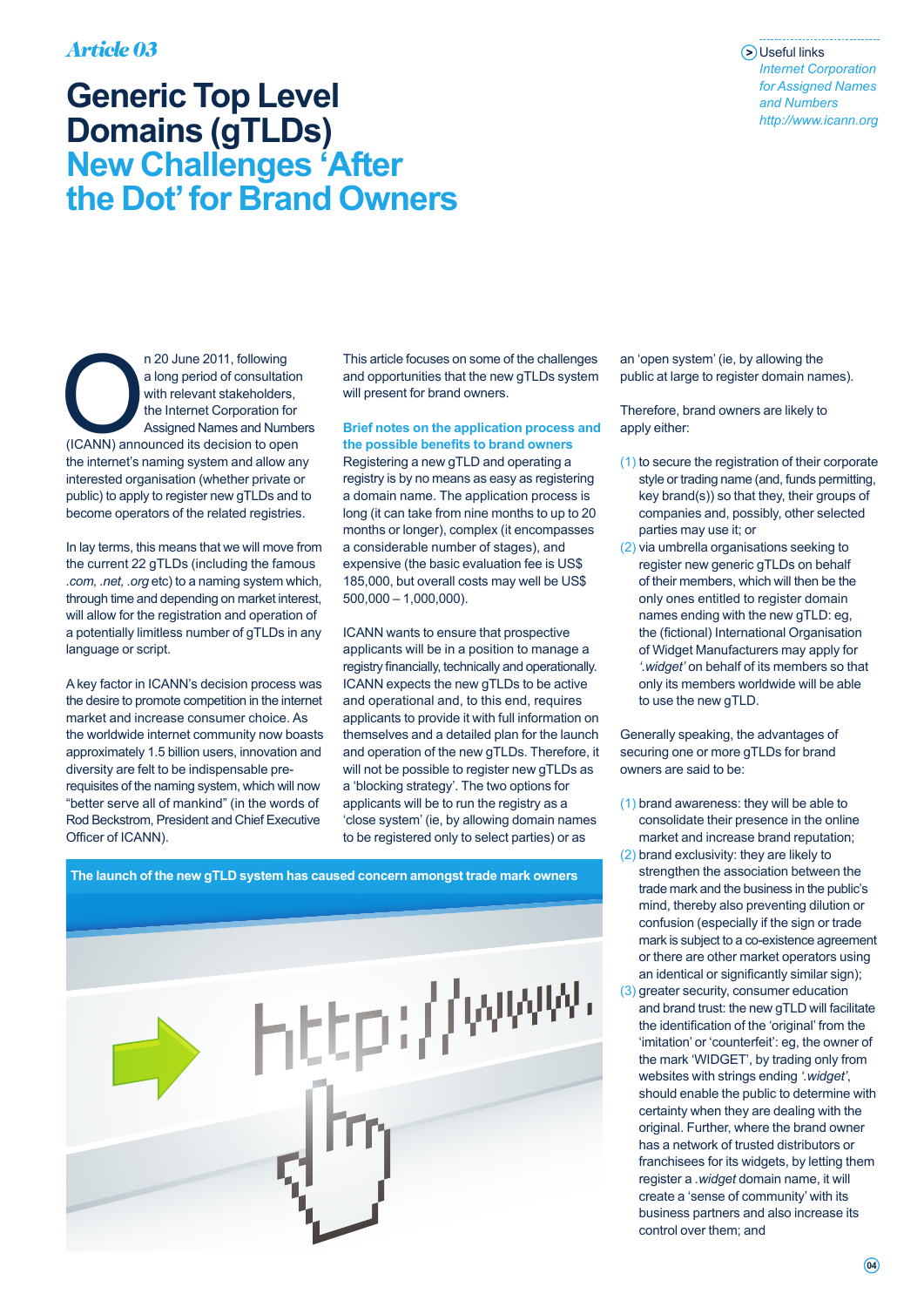*Article 03*

# Generic Top Level Domains (gTLDs)
## New Challenges 'After the Dot' for Brand Owners

Useful links
*Internet Corporation for Assigned Names and Numbers*
*http://www.icann.org*

On 20 June 2011, following a long period of consultation with relevant stakeholders, the Internet Corporation for Assigned Names and Numbers (ICANN) announced its decision to open the internet's naming system and allow any interested organisation (whether private or public) to apply to register new gTLDs and to become operators of the related registries.

In lay terms, this means that we will move from the current 22 gTLDs (including the famous *.com, .net, .org* etc) to a naming system which, through time and depending on market interest, will allow for the registration and operation of a potentially limitless number of gTLDs in any language or script.

A key factor in ICANN's decision process was the desire to promote competition in the internet market and increase consumer choice. As the worldwide internet community now boasts approximately 1.5 billion users, innovation and diversity are felt to be indispensable pre-requisites of the naming system, which will now "better serve all of mankind" (in the words of Rod Beckstrom, President and Chief Executive Officer of ICANN).

This article focuses on some of the challenges and opportunities that the new gTLDs system will present for brand owners.

**Brief notes on the application process and the possible benefits to brand owners**

Registering a new gTLD and operating a registry is by no means as easy as registering a domain name. The application process is long (it can take from nine months to up to 20 months or longer), complex (it encompasses a considerable number of stages), and expensive (the basic evaluation fee is US$ 185,000, but overall costs may well be US$ 500,000 – 1,000,000).

ICANN wants to ensure that prospective applicants will be in a position to manage a registry financially, technically and operationally. ICANN expects the new gTLDs to be active and operational and, to this end, requires applicants to provide it with full information on themselves and a detailed plan for the launch and operation of the new gTLDs. Therefore, it will not be possible to register new gTLDs as a 'blocking strategy'. The two options for applicants will be to run the registry as a 'close system' (ie, by allowing domain names to be registered only to select parties) or as an 'open system' (ie, by allowing the public at large to register domain names).

Therefore, brand owners are likely to apply either:

(1) to secure the registration of their corporate style or trading name (and, funds permitting, key brand(s)) so that they, their groups of companies and, possibly, other selected parties may use it; or
(2) via umbrella organisations seeking to register new generic gTLDs on behalf of their members, which will then be the only ones entitled to register domain names ending with the new gTLD: eg, the (fictional) International Organisation of Widget Manufacturers may apply for *'.widget'* on behalf of its members so that only its members worldwide will be able to use the new gTLD.

Generally speaking, the advantages of securing one or more gTLDs for brand owners are said to be:

(1) brand awareness: they will be able to consolidate their presence in the online market and increase brand reputation;
(2) brand exclusivity: they are likely to strengthen the association between the trade mark and the business in the public's mind, thereby also preventing dilution or confusion (especially if the sign or trade mark is subject to a co-existence agreement or there are other market operators using an identical or significantly similar sign);
(3) greater security, consumer education and brand trust: the new gTLD will facilitate the identification of the 'original' from the 'imitation' or 'counterfeit': eg, the owner of the mark 'WIDGET', by trading only from websites with strings ending *'.widget'*, should enable the public to determine with certainty when they are dealing with the original. Further, where the brand owner has a network of trusted distributors or franchisees for its widgets, by letting them register a *.widget* domain name, it will create a 'sense of community' with its business partners and also increase its control over them; and

**The launch of the new gTLD system has caused concern amongst trade mark owners**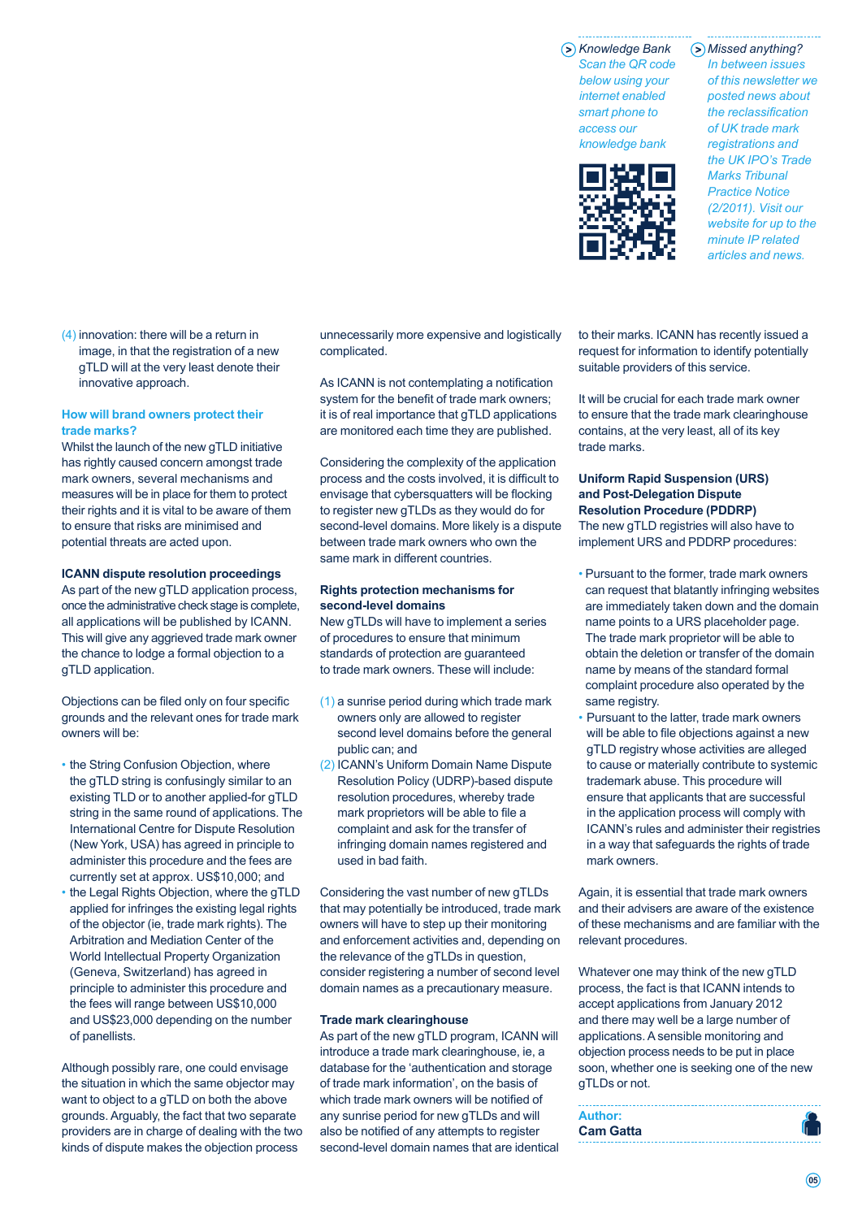Knowledge Bank
*Scan the QR code below using your internet enabled smart phone to access our knowledge bank*

Missed anything?
*In between issues of this newsletter we posted news about the reclassification of UK trade mark registrations and the UK IPO's Trade Marks Tribunal Practice Notice (2/2011). Visit our website for up to the minute IP related articles and news.*

(4) innovation: there will be a return in image, in that the registration of a new gTLD will at the very least denote their innovative approach.

### How will brand owners protect their trade marks?

Whilst the launch of the new gTLD initiative has rightly caused concern amongst trade mark owners, several mechanisms and measures will be in place for them to protect their rights and it is vital to be aware of them to ensure that risks are minimised and potential threats are acted upon.

**ICANN dispute resolution proceedings**

As part of the new gTLD application process, once the administrative check stage is complete, all applications will be published by ICANN. This will give any aggrieved trade mark owner the chance to lodge a formal objection to a gTLD application.

Objections can be filed only on four specific grounds and the relevant ones for trade mark owners will be:

- the String Confusion Objection, where the gTLD string is confusingly similar to an existing TLD or to another applied-for gTLD string in the same round of applications. The International Centre for Dispute Resolution (New York, USA) has agreed in principle to administer this procedure and the fees are currently set at approx. US$10,000; and
- the Legal Rights Objection, where the gTLD applied for infringes the existing legal rights of the objector (ie, trade mark rights). The Arbitration and Mediation Center of the World Intellectual Property Organization (Geneva, Switzerland) has agreed in principle to administer this procedure and the fees will range between US$10,000 and US$23,000 depending on the number of panellists.

Although possibly rare, one could envisage the situation in which the same objector may want to object to a gTLD on both the above grounds. Arguably, the fact that two separate providers are in charge of dealing with the two kinds of dispute makes the objection process unnecessarily more expensive and logistically complicated.

As ICANN is not contemplating a notification system for the benefit of trade mark owners; it is of real importance that gTLD applications are monitored each time they are published.

Considering the complexity of the application process and the costs involved, it is difficult to envisage that cybersquatters will be flocking to register new gTLDs as they would do for second-level domains. More likely is a dispute between trade mark owners who own the same mark in different countries.

**Rights protection mechanisms for second-level domains**

New gTLDs will have to implement a series of procedures to ensure that minimum standards of protection are guaranteed to trade mark owners. These will include:

(1) a sunrise period during which trade mark owners only are allowed to register second level domains before the general public can; and
(2) ICANN's Uniform Domain Name Dispute Resolution Policy (UDRP)-based dispute resolution procedures, whereby trade mark proprietors will be able to file a complaint and ask for the transfer of infringing domain names registered and used in bad faith.

Considering the vast number of new gTLDs that may potentially be introduced, trade mark owners will have to step up their monitoring and enforcement activities and, depending on the relevance of the gTLDs in question, consider registering a number of second level domain names as a precautionary measure.

**Trade mark clearinghouse**

As part of the new gTLD program, ICANN will introduce a trade mark clearinghouse, ie, a database for the 'authentication and storage of trade mark information', on the basis of which trade mark owners will be notified of any sunrise period for new gTLDs and will also be notified of any attempts to register second-level domain names that are identical to their marks. ICANN has recently issued a request for information to identify potentially suitable providers of this service.

It will be crucial for each trade mark owner to ensure that the trade mark clearinghouse contains, at the very least, all of its key trade marks.

**Uniform Rapid Suspension (URS) and Post-Delegation Dispute Resolution Procedure (PDDRP)**

The new gTLD registries will also have to implement URS and PDDRP procedures:

- Pursuant to the former, trade mark owners can request that blatantly infringing websites are immediately taken down and the domain name points to a URS placeholder page. The trade mark proprietor will be able to obtain the deletion or transfer of the domain name by means of the standard formal complaint procedure also operated by the same registry.
- Pursuant to the latter, trade mark owners will be able to file objections against a new gTLD registry whose activities are alleged to cause or materially contribute to systemic trademark abuse. This procedure will ensure that applicants that are successful in the application process will comply with ICANN's rules and administer their registries in a way that safeguards the rights of trade mark owners.

Again, it is essential that trade mark owners and their advisers are aware of the existence of these mechanisms and are familiar with the relevant procedures.

Whatever one may think of the new gTLD process, the fact is that ICANN intends to accept applications from January 2012 and there may well be a large number of applications. A sensible monitoring and objection process needs to be put in place soon, whether one is seeking one of the new gTLDs or not.

Author:
**Cam Gatta**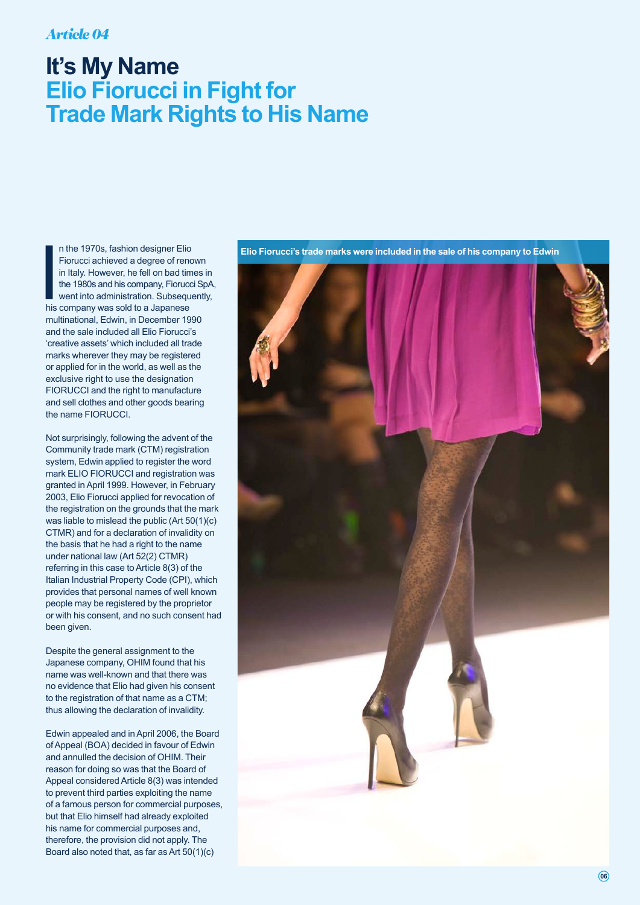*Article 04*

# It's My Name
## Elio Fiorucci in Fight for Trade Mark Rights to His Name

In the 1970s, fashion designer Elio Fiorucci achieved a degree of renown in Italy. However, he fell on bad times in the 1980s and his company, Fiorucci SpA, went into administration. Subsequently, his company was sold to a Japanese multinational, Edwin, in December 1990 and the sale included all Elio Fiorucci's 'creative assets' which included all trade marks wherever they may be registered or applied for in the world, as well as the exclusive right to use the designation FIORUCCI and the right to manufacture and sell clothes and other goods bearing the name FIORUCCI.

Not surprisingly, following the advent of the Community trade mark (CTM) registration system, Edwin applied to register the word mark ELIO FIORUCCI and registration was granted in April 1999. However, in February 2003, Elio Fiorucci applied for revocation of the registration on the grounds that the mark was liable to mislead the public (Art 50(1)(c) CTMR) and for a declaration of invalidity on the basis that he had a right to the name under national law (Art 52(2) CTMR) referring in this case to Article 8(3) of the Italian Industrial Property Code (CPI), which provides that personal names of well known people may be registered by the proprietor or with his consent, and no such consent had been given.

Despite the general assignment to the Japanese company, OHIM found that his name was well-known and that there was no evidence that Elio had given his consent to the registration of that name as a CTM; thus allowing the declaration of invalidity.

Edwin appealed and in April 2006, the Board of Appeal (BOA) decided in favour of Edwin and annulled the decision of OHIM. Their reason for doing so was that the Board of Appeal considered Article 8(3) was intended to prevent third parties exploiting the name of a famous person for commercial purposes, but that Elio himself had already exploited his name for commercial purposes and, therefore, the provision did not apply. The Board also noted that, as far as Art 50(1)(c)

Elio Fiorucci's trade marks were included in the sale of his company to Edwin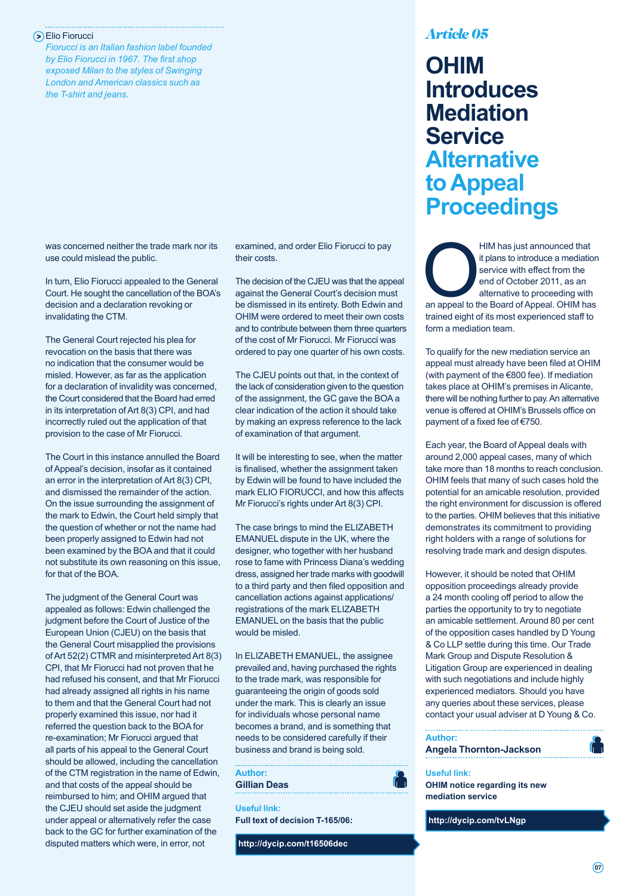> Elio Fiorucci
*Fiorucci is an Italian fashion label founded by Elio Fiorucci in 1967. The first shop exposed Milan to the styles of Swinging London and American classics such as the T-shirt and jeans.*

was concerned neither the trade mark nor its use could mislead the public.

In turn, Elio Fiorucci appealed to the General Court. He sought the cancellation of the BOA's decision and a declaration revoking or invalidating the CTM.

The General Court rejected his plea for revocation on the basis that there was no indication that the consumer would be misled. However, as far as the application for a declaration of invalidity was concerned, the Court considered that the Board had erred in its interpretation of Art 8(3) CPI, and had incorrectly ruled out the application of that provision to the case of Mr Fiorucci.

The Court in this instance annulled the Board of Appeal's decision, insofar as it contained an error in the interpretation of Art 8(3) CPI, and dismissed the remainder of the action. On the issue surrounding the assignment of the mark to Edwin, the Court held simply that the question of whether or not the name had been properly assigned to Edwin had not been examined by the BOA and that it could not substitute its own reasoning on this issue, for that of the BOA.

The judgment of the General Court was appealed as follows: Edwin challenged the judgment before the Court of Justice of the European Union (CJEU) on the basis that the General Court misapplied the provisions of Art 52(2) CTMR and misinterpreted Art 8(3) CPI, that Mr Fiorucci had not proven that he had refused his consent, and that Mr Fiorucci had already assigned all rights in his name to them and that the General Court had not properly examined this issue, nor had it referred the question back to the BOA for re-examination; Mr Fiorucci argued that all parts of his appeal to the General Court should be allowed, including the cancellation of the CTM registration in the name of Edwin, and that costs of the appeal should be reimbursed to him; and OHIM argued that the CJEU should set aside the judgment under appeal or alternatively refer the case back to the GC for further examination of the disputed matters which were, in error, not examined, and order Elio Fiorucci to pay their costs.

The decision of the CJEU was that the appeal against the General Court's decision must be dismissed in its entirety. Both Edwin and OHIM were ordered to meet their own costs and to contribute between them three quarters of the cost of Mr Fiorucci. Mr Fiorucci was ordered to pay one quarter of his own costs.

The CJEU points out that, in the context of the lack of consideration given to the question of the assignment, the GC gave the BOA a clear indication of the action it should take by making an express reference to the lack of examination of that argument.

It will be interesting to see, when the matter is finalised, whether the assignment taken by Edwin will be found to have included the mark ELIO FIORUCCI, and how this affects Mr Fiorucci's rights under Art 8(3) CPI.

The case brings to mind the ELIZABETH EMANUEL dispute in the UK, where the designer, who together with her husband rose to fame with Princess Diana's wedding dress, assigned her trade marks with goodwill to a third party and then filed opposition and cancellation actions against applications/registrations of the mark ELIZABETH EMANUEL on the basis that the public would be misled.

In ELIZABETH EMANUEL, the assignee prevailed and, having purchased the rights to the trade mark, was responsible for guaranteeing the origin of goods sold under the mark. This is clearly an issue for individuals whose personal name becomes a brand, and is something that needs to be considered carefully if their business and brand is being sold.

**Author:**
**Gillian Deas**

**Useful link:**
**Full text of decision T-165/06:**

**http://dycip.com/t16506dec**

*Article 05*

# OHIM Introduces Mediation Service Alternative to Appeal Proceedings

OHIM has just announced that it plans to introduce a mediation service with effect from the end of October 2011, as an alternative to proceeding with an appeal to the Board of Appeal. OHIM has trained eight of its most experienced staff to form a mediation team.

To qualify for the new mediation service an appeal must already have been filed at OHIM (with payment of the €800 fee). If mediation takes place at OHIM's premises in Alicante, there will be nothing further to pay. An alternative venue is offered at OHIM's Brussels office on payment of a fixed fee of €750.

Each year, the Board of Appeal deals with around 2,000 appeal cases, many of which take more than 18 months to reach conclusion. OHIM feels that many of such cases hold the potential for an amicable resolution, provided the right environment for discussion is offered to the parties. OHIM believes that this initiative demonstrates its commitment to providing right holders with a range of solutions for resolving trade mark and design disputes.

However, it should be noted that OHIM opposition proceedings already provide a 24 month cooling off period to allow the parties the opportunity to try to negotiate an amicable settlement. Around 80 per cent of the opposition cases handled by D Young & Co LLP settle during this time. Our Trade Mark Group and Dispute Resolution & Litigation Group are experienced in dealing with such negotiations and include highly experienced mediators. Should you have any queries about these services, please contact your usual adviser at D Young & Co.

**Author:**
**Angela Thornton-Jackson**

**Useful link:**
**OHIM notice regarding its new mediation service**

**http://dycip.com/tvLNgp**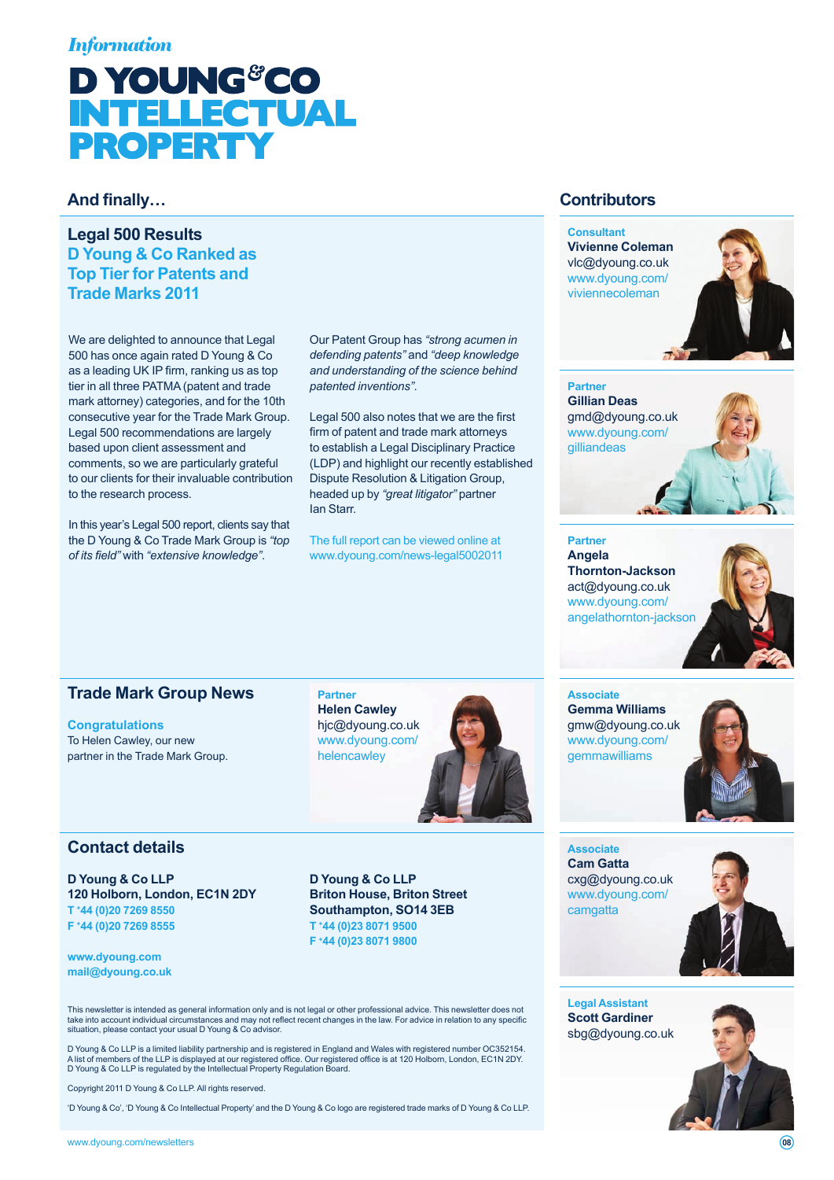*Information*

# D YOUNG & CO INTELLECTUAL PROPERTY

## And finally…

### Legal 500 Results
### D Young & Co Ranked as Top Tier for Patents and Trade Marks 2011

We are delighted to announce that Legal 500 has once again rated D Young & Co as a leading UK IP firm, ranking us as top tier in all three PATMA (patent and trade mark attorney) categories, and for the 10th consecutive year for the Trade Mark Group. Legal 500 recommendations are largely based upon client assessment and comments, so we are particularly grateful to our clients for their invaluable contribution to the research process.

In this year's Legal 500 report, clients say that the D Young & Co Trade Mark Group is *"top of its field"* with *"extensive knowledge"*.

Our Patent Group has *"strong acumen in defending patents"* and *"deep knowledge and understanding of the science behind patented inventions"*.

Legal 500 also notes that we are the first firm of patent and trade mark attorneys to establish a Legal Disciplinary Practice (LDP) and highlight our recently established Dispute Resolution & Litigation Group, headed up by *"great litigator"* partner Ian Starr.

The full report can be viewed online at www.dyoung.com/news-legal5002011

## Trade Mark Group News

**Congratulations**
To Helen Cawley, our new partner in the Trade Mark Group.

Partner
**Helen Cawley**
hjc@dyoung.co.uk
www.dyoung.com/helencawley

## Contact details

**D Young & Co LLP**
**120 Holborn, London, EC1N 2DY**
**T +44 (0)20 7269 8550**
**F +44 (0)20 7269 8555**

**D Young & Co LLP**
**Briton House, Briton Street**
**Southampton, SO14 3EB**
**T +44 (0)23 8071 9500**
**F +44 (0)23 8071 9800**

**www.dyoung.com**
**mail@dyoung.co.uk**

This newsletter is intended as general information only and is not legal or other professional advice. This newsletter does not take into account individual circumstances and may not reflect recent changes in the law. For advice in relation to any specific situation, please contact your usual D Young & Co advisor.

D Young & Co LLP is a limited liability partnership and is registered in England and Wales with registered number OC352154. A list of members of the LLP is displayed at our registered office. Our registered office is at 120 Holborn, London, EC1N 2DY. D Young & Co LLP is regulated by the Intellectual Property Regulation Board.

Copyright 2011 D Young & Co LLP. All rights reserved.

'D Young & Co', 'D Young & Co Intellectual Property' and the D Young & Co logo are registered trade marks of D Young & Co LLP.

## Contributors

Consultant
**Vivienne Coleman**
vlc@dyoung.co.uk
www.dyoung.com/viviennecoleman

Partner
**Gillian Deas**
gmd@dyoung.co.uk
www.dyoung.com/gilliandeas

Partner
**Angela Thornton-Jackson**
act@dyoung.co.uk
www.dyoung.com/angelathornton-jackson

Associate
**Gemma Williams**
gmw@dyoung.co.uk
www.dyoung.com/gemmawilliams

Associate
**Cam Gatta**
cxg@dyoung.co.uk
www.dyoung.com/camgatta

Legal Assistant
**Scott Gardiner**
sbg@dyoung.co.uk

www.dyoung.com/newsletters